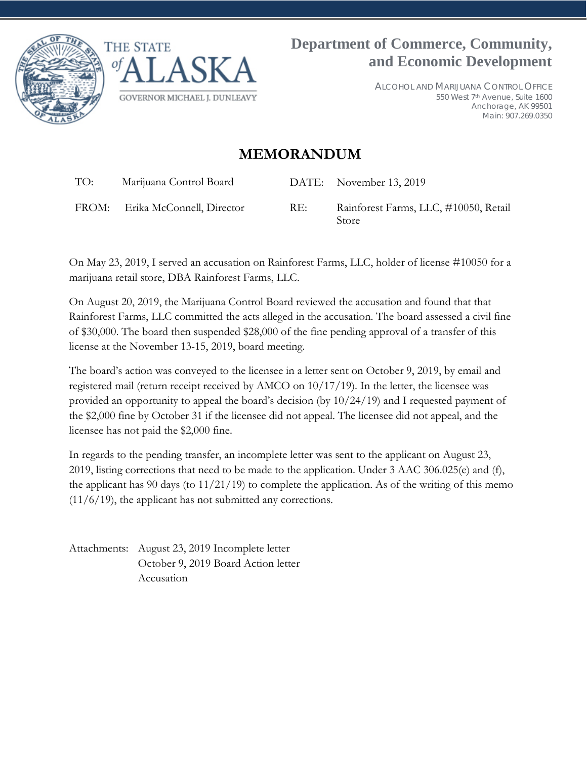THE STATE of ALASKA

GOVERNOR MICHAEL J. DUNLEAVY

# Department of Commerce, Community, and Economic Development

ALCOHOL AND MARIJUANA CONTROL OFFICE
550 West 7th Avenue, Suite 1600
Anchorage, AK 99501
Main: 907.269.0350

## MEMORANDUM

| | | | |
|---|---|---|---|
| TO: | Marijuana Control Board | DATE: | November 13, 2019 |
| FROM: | Erika McConnell, Director | RE: | Rainforest Farms, LLC, #10050, Retail Store |

On May 23, 2019, I served an accusation on Rainforest Farms, LLC, holder of license #10050 for a marijuana retail store, DBA Rainforest Farms, LLC.

On August 20, 2019, the Marijuana Control Board reviewed the accusation and found that that Rainforest Farms, LLC committed the acts alleged in the accusation. The board assessed a civil fine of $30,000. The board then suspended $28,000 of the fine pending approval of a transfer of this license at the November 13-15, 2019, board meeting.

The board's action was conveyed to the licensee in a letter sent on October 9, 2019, by email and registered mail (return receipt received by AMCO on 10/17/19). In the letter, the licensee was provided an opportunity to appeal the board's decision (by 10/24/19) and I requested payment of the $2,000 fine by October 31 if the licensee did not appeal. The licensee did not appeal, and the licensee has not paid the $2,000 fine.

In regards to the pending transfer, an incomplete letter was sent to the applicant on August 23, 2019, listing corrections that need to be made to the application. Under 3 AAC 306.025(e) and (f), the applicant has 90 days (to 11/21/19) to complete the application. As of the writing of this memo (11/6/19), the applicant has not submitted any corrections.

Attachments: August 23, 2019 Incomplete letter
October 9, 2019 Board Action letter
Accusation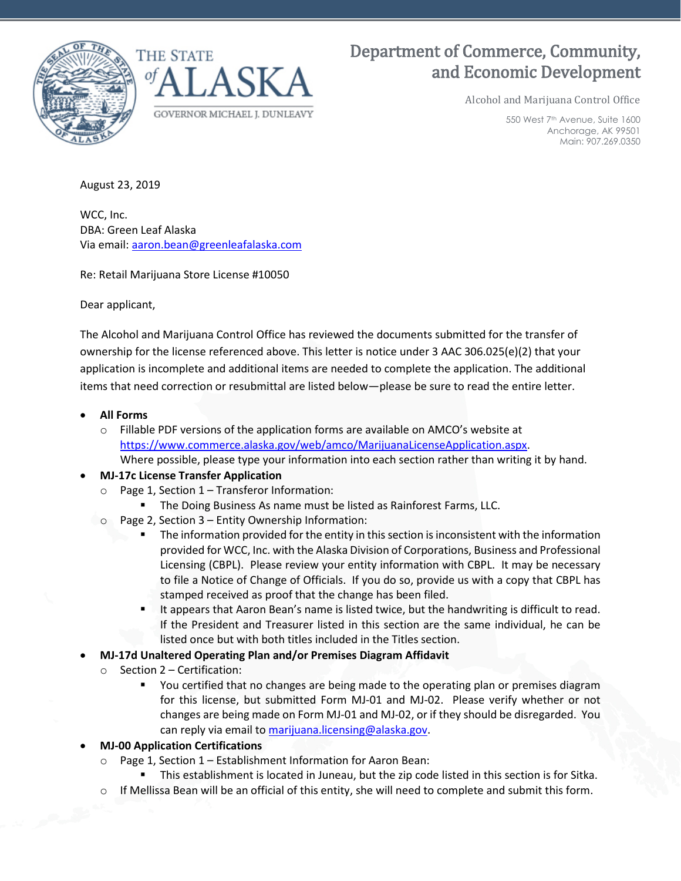# Department of Commerce, Community, and Economic Development

THE STATE of ALASKA
GOVERNOR MICHAEL J. DUNLEAVY

Alcohol and Marijuana Control Office

550 West 7th Avenue, Suite 1600
Anchorage, AK 99501
Main: 907.269.0350

August 23, 2019

WCC, Inc.
DBA: Green Leaf Alaska
Via email: aaron.bean@greenleafalaska.com

Re: Retail Marijuana Store License #10050

Dear applicant,

The Alcohol and Marijuana Control Office has reviewed the documents submitted for the transfer of ownership for the license referenced above. This letter is notice under 3 AAC 306.025(e)(2) that your application is incomplete and additional items are needed to complete the application. The additional items that need correction or resubmittal are listed below—please be sure to read the entire letter.

- **All Forms**
  - Fillable PDF versions of the application forms are available on AMCO's website at https://www.commerce.alaska.gov/web/amco/MarijuanaLicenseApplication.aspx. Where possible, please type your information into each section rather than writing it by hand.
- **MJ-17c License Transfer Application**
  - Page 1, Section 1 – Transferor Information:
    - The Doing Business As name must be listed as Rainforest Farms, LLC.
  - Page 2, Section 3 – Entity Ownership Information:
    - The information provided for the entity in this section is inconsistent with the information provided for WCC, Inc. with the Alaska Division of Corporations, Business and Professional Licensing (CBPL). Please review your entity information with CBPL. It may be necessary to file a Notice of Change of Officials. If you do so, provide us with a copy that CBPL has stamped received as proof that the change has been filed.
    - It appears that Aaron Bean's name is listed twice, but the handwriting is difficult to read. If the President and Treasurer listed in this section are the same individual, he can be listed once but with both titles included in the Titles section.
- **MJ-17d Unaltered Operating Plan and/or Premises Diagram Affidavit**
  - Section 2 – Certification:
    - You certified that no changes are being made to the operating plan or premises diagram for this license, but submitted Form MJ-01 and MJ-02. Please verify whether or not changes are being made on Form MJ-01 and MJ-02, or if they should be disregarded. You can reply via email to marijuana.licensing@alaska.gov.
- **MJ-00 Application Certifications**
  - Page 1, Section 1 – Establishment Information for Aaron Bean:
    - This establishment is located in Juneau, but the zip code listed in this section is for Sitka.
  - If Mellissa Bean will be an official of this entity, she will need to complete and submit this form.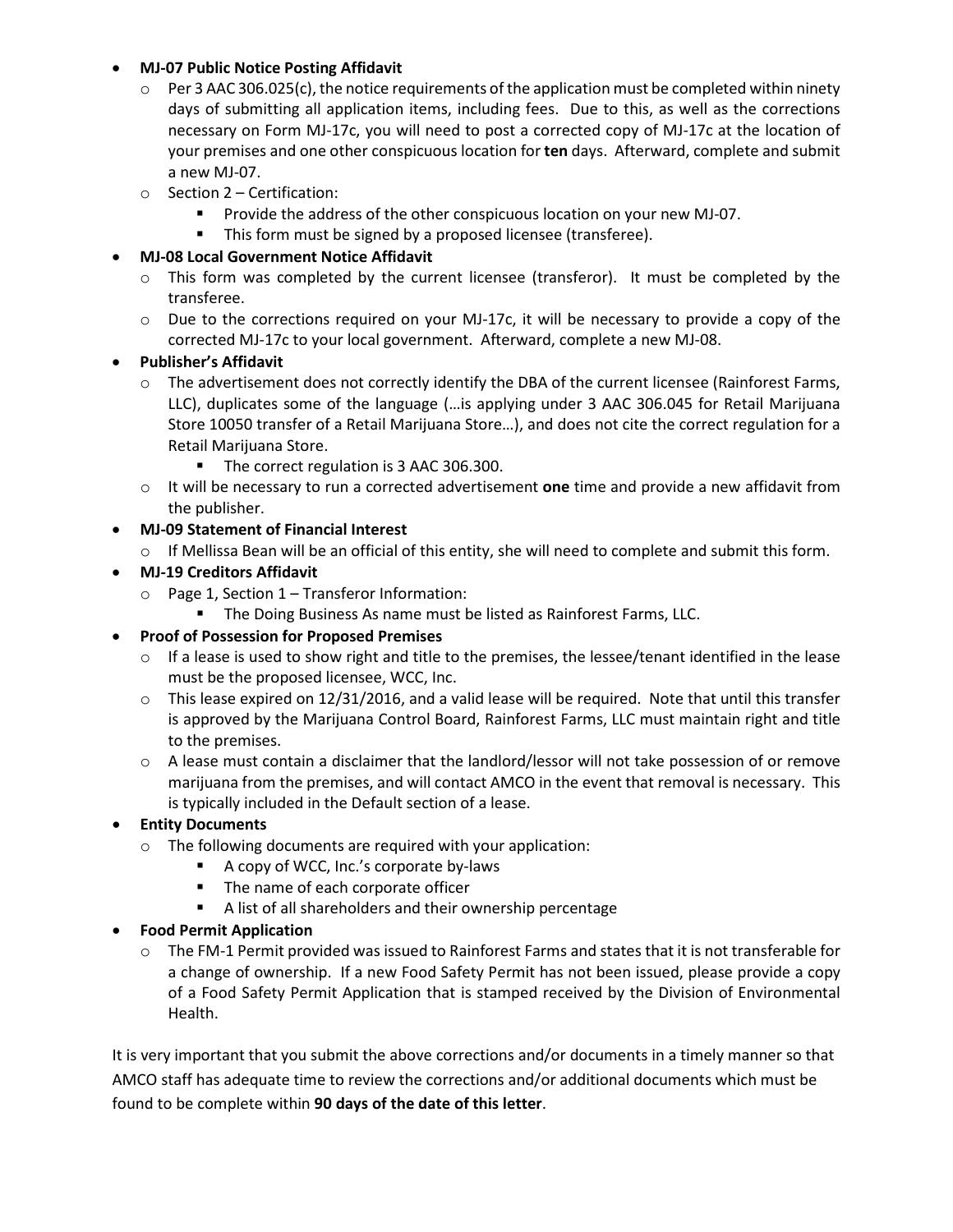- **MJ-07 Public Notice Posting Affidavit**
  - Per 3 AAC 306.025(c), the notice requirements of the application must be completed within ninety days of submitting all application items, including fees. Due to this, as well as the corrections necessary on Form MJ-17c, you will need to post a corrected copy of MJ-17c at the location of your premises and one other conspicuous location for **ten** days. Afterward, complete and submit a new MJ-07.
  - Section 2 – Certification:
    - Provide the address of the other conspicuous location on your new MJ-07.
    - This form must be signed by a proposed licensee (transferee).
- **MJ-08 Local Government Notice Affidavit**
  - This form was completed by the current licensee (transferor). It must be completed by the transferee.
  - Due to the corrections required on your MJ-17c, it will be necessary to provide a copy of the corrected MJ-17c to your local government. Afterward, complete a new MJ-08.
- **Publisher's Affidavit**
  - The advertisement does not correctly identify the DBA of the current licensee (Rainforest Farms, LLC), duplicates some of the language (…is applying under 3 AAC 306.045 for Retail Marijuana Store 10050 transfer of a Retail Marijuana Store…), and does not cite the correct regulation for a Retail Marijuana Store.
    - The correct regulation is 3 AAC 306.300.
  - It will be necessary to run a corrected advertisement **one** time and provide a new affidavit from the publisher.
- **MJ-09 Statement of Financial Interest**
  - If Mellissa Bean will be an official of this entity, she will need to complete and submit this form.
- **MJ-19 Creditors Affidavit**
  - Page 1, Section 1 – Transferor Information:
    - The Doing Business As name must be listed as Rainforest Farms, LLC.
- **Proof of Possession for Proposed Premises**
  - If a lease is used to show right and title to the premises, the lessee/tenant identified in the lease must be the proposed licensee, WCC, Inc.
  - This lease expired on 12/31/2016, and a valid lease will be required. Note that until this transfer is approved by the Marijuana Control Board, Rainforest Farms, LLC must maintain right and title to the premises.
  - A lease must contain a disclaimer that the landlord/lessor will not take possession of or remove marijuana from the premises, and will contact AMCO in the event that removal is necessary. This is typically included in the Default section of a lease.
- **Entity Documents**
  - The following documents are required with your application:
    - A copy of WCC, Inc.'s corporate by-laws
    - The name of each corporate officer
    - A list of all shareholders and their ownership percentage
- **Food Permit Application**
  - The FM-1 Permit provided was issued to Rainforest Farms and states that it is not transferable for a change of ownership. If a new Food Safety Permit has not been issued, please provide a copy of a Food Safety Permit Application that is stamped received by the Division of Environmental Health.

It is very important that you submit the above corrections and/or documents in a timely manner so that AMCO staff has adequate time to review the corrections and/or additional documents which must be found to be complete within **90 days of the date of this letter**.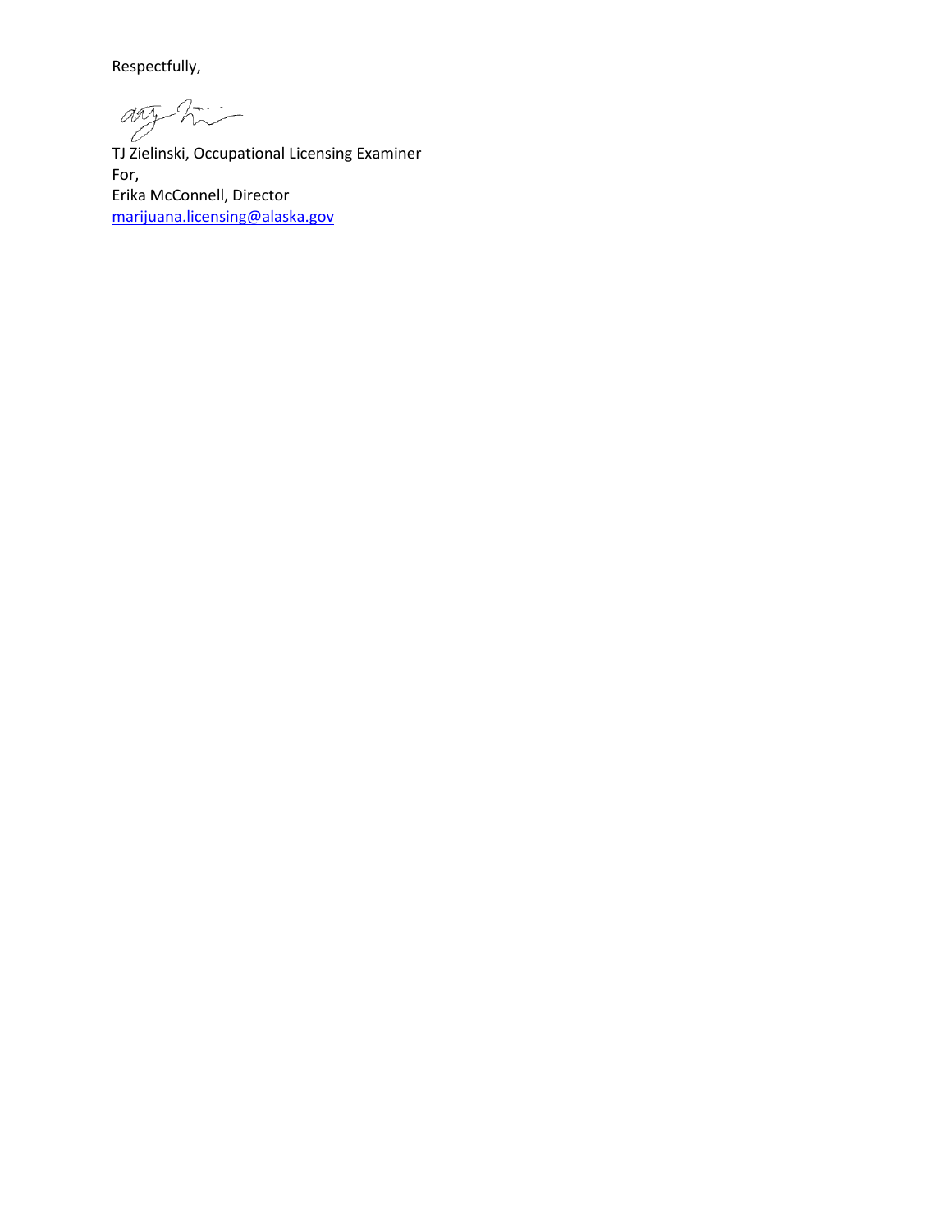Respectfully,

TJ Zielinski, Occupational Licensing Examiner
For,
Erika McConnell, Director
marijuana.licensing@alaska.gov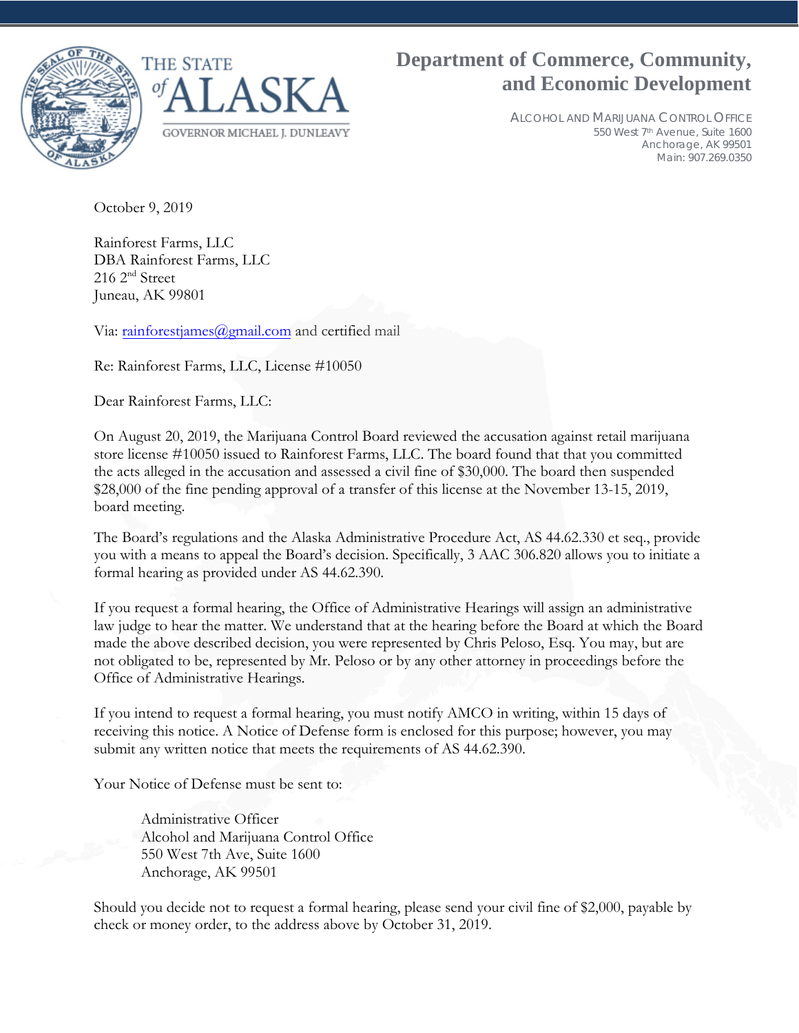THE STATE of ALASKA

GOVERNOR MICHAEL J. DUNLEAVY

# Department of Commerce, Community, and Economic Development

ALCOHOL AND MARIJUANA CONTROL OFFICE
550 West 7th Avenue, Suite 1600
Anchorage, AK 99501
Main: 907.269.0350

October 9, 2019

Rainforest Farms, LLC
DBA Rainforest Farms, LLC
216 2nd Street
Juneau, AK 99801

Via: rainforestjames@gmail.com and certified mail

Re: Rainforest Farms, LLC, License #10050

Dear Rainforest Farms, LLC:

On August 20, 2019, the Marijuana Control Board reviewed the accusation against retail marijuana store license #10050 issued to Rainforest Farms, LLC. The board found that that you committed the acts alleged in the accusation and assessed a civil fine of $30,000. The board then suspended $28,000 of the fine pending approval of a transfer of this license at the November 13-15, 2019, board meeting.

The Board's regulations and the Alaska Administrative Procedure Act, AS 44.62.330 et seq., provide you with a means to appeal the Board's decision. Specifically, 3 AAC 306.820 allows you to initiate a formal hearing as provided under AS 44.62.390.

If you request a formal hearing, the Office of Administrative Hearings will assign an administrative law judge to hear the matter. We understand that at the hearing before the Board at which the Board made the above described decision, you were represented by Chris Peloso, Esq. You may, but are not obligated to be, represented by Mr. Peloso or by any other attorney in proceedings before the Office of Administrative Hearings.

If you intend to request a formal hearing, you must notify AMCO in writing, within 15 days of receiving this notice. A Notice of Defense form is enclosed for this purpose; however, you may submit any written notice that meets the requirements of AS 44.62.390.

Your Notice of Defense must be sent to:

Administrative Officer
Alcohol and Marijuana Control Office
550 West 7th Ave, Suite 1600
Anchorage, AK 99501

Should you decide not to request a formal hearing, please send your civil fine of $2,000, payable by check or money order, to the address above by October 31, 2019.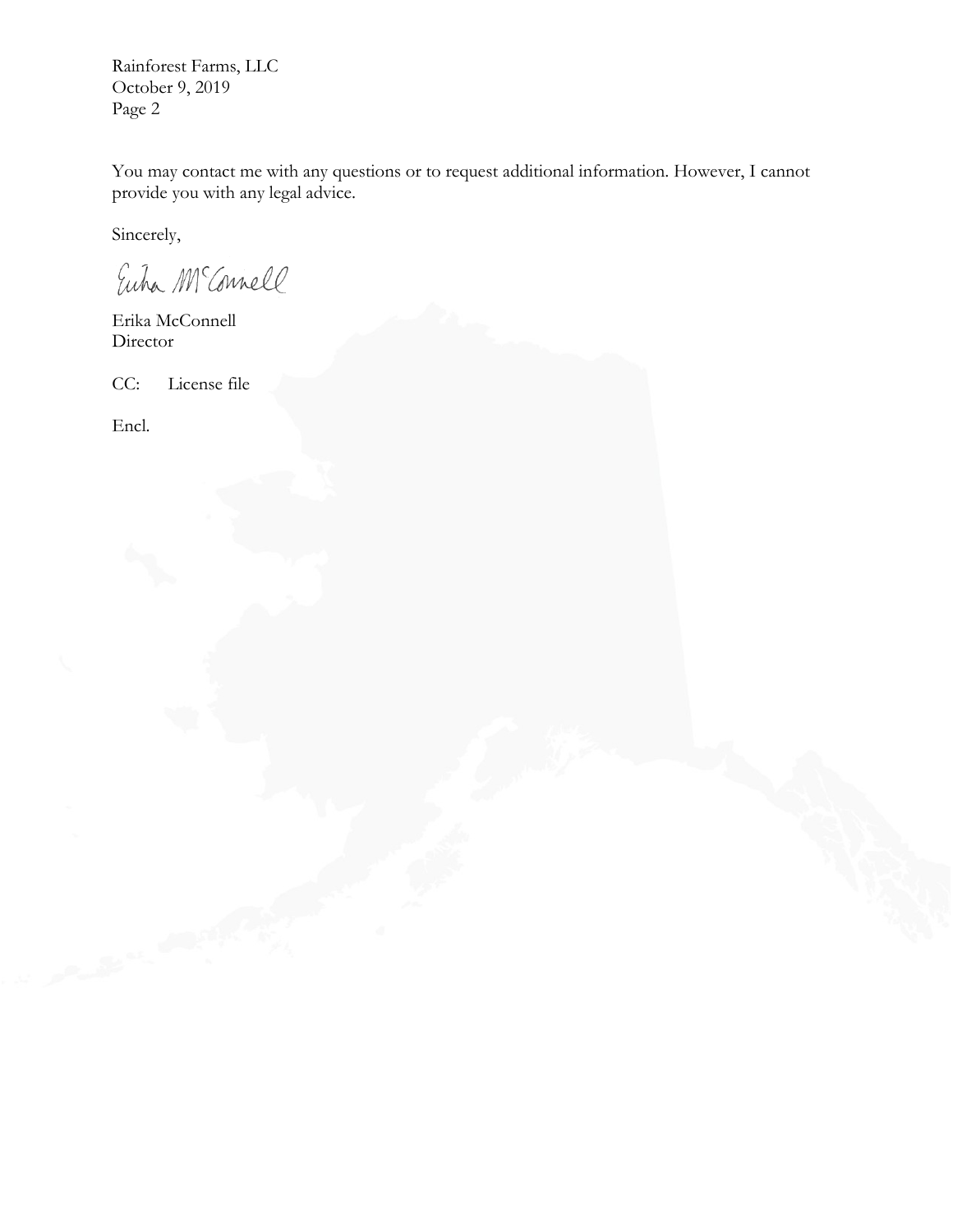You may contact me with any questions or to request additional information. However, I cannot provide you with any legal advice.

Sincerely,

Erika McConnell
Director

CC: License file

Encl.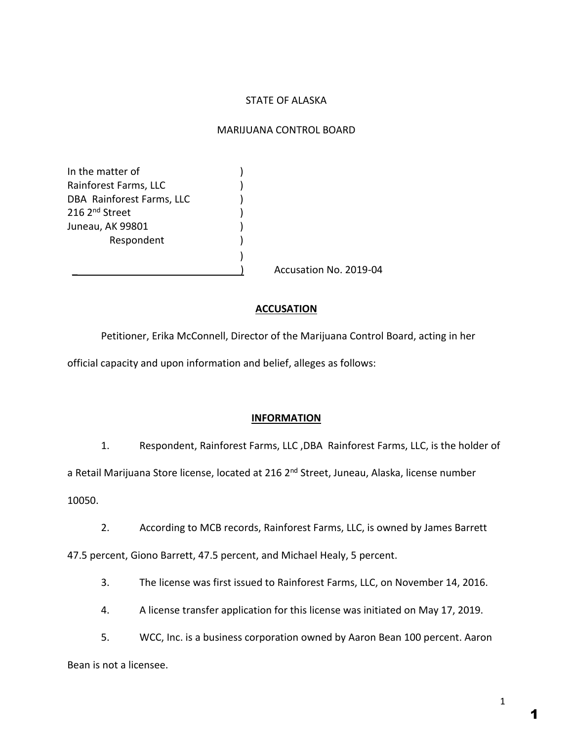STATE OF ALASKA

MARIJUANA CONTROL BOARD

| | | |
|---|---|---|
| In the matter of<br>Rainforest Farms, LLC<br>DBA Rainforest Farms, LLC<br>216 2nd Street<br>Juneau, AK 99801<br>Respondent | ) | Accusation No. 2019-04 |

## ACCUSATION

Petitioner, Erika McConnell, Director of the Marijuana Control Board, acting in her official capacity and upon information and belief, alleges as follows:

## INFORMATION

1. Respondent, Rainforest Farms, LLC ,DBA Rainforest Farms, LLC, is the holder of a Retail Marijuana Store license, located at 216 2nd Street, Juneau, Alaska, license number 10050.

2. According to MCB records, Rainforest Farms, LLC, is owned by James Barrett 47.5 percent, Giono Barrett, 47.5 percent, and Michael Healy, 5 percent.

3. The license was first issued to Rainforest Farms, LLC, on November 14, 2016.

4. A license transfer application for this license was initiated on May 17, 2019.

5. WCC, Inc. is a business corporation owned by Aaron Bean 100 percent. Aaron Bean is not a licensee.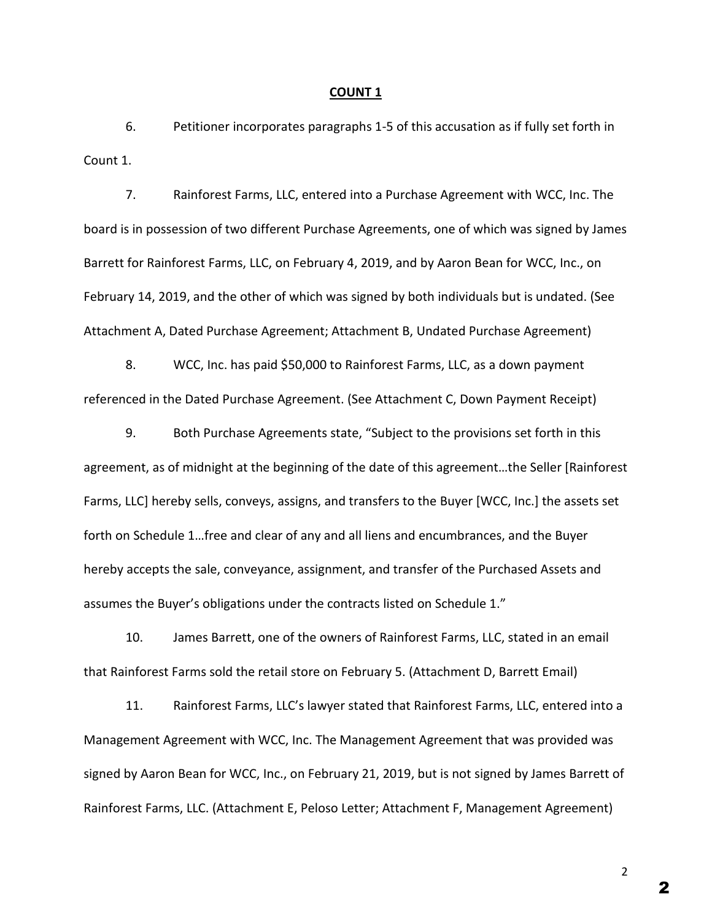## COUNT 1

6. Petitioner incorporates paragraphs 1-5 of this accusation as if fully set forth in Count 1.

7. Rainforest Farms, LLC, entered into a Purchase Agreement with WCC, Inc. The board is in possession of two different Purchase Agreements, one of which was signed by James Barrett for Rainforest Farms, LLC, on February 4, 2019, and by Aaron Bean for WCC, Inc., on February 14, 2019, and the other of which was signed by both individuals but is undated. (See Attachment A, Dated Purchase Agreement; Attachment B, Undated Purchase Agreement)

8. WCC, Inc. has paid $50,000 to Rainforest Farms, LLC, as a down payment referenced in the Dated Purchase Agreement. (See Attachment C, Down Payment Receipt)

9. Both Purchase Agreements state, "Subject to the provisions set forth in this agreement, as of midnight at the beginning of the date of this agreement…the Seller [Rainforest Farms, LLC] hereby sells, conveys, assigns, and transfers to the Buyer [WCC, Inc.] the assets set forth on Schedule 1…free and clear of any and all liens and encumbrances, and the Buyer hereby accepts the sale, conveyance, assignment, and transfer of the Purchased Assets and assumes the Buyer's obligations under the contracts listed on Schedule 1."

10. James Barrett, one of the owners of Rainforest Farms, LLC, stated in an email that Rainforest Farms sold the retail store on February 5. (Attachment D, Barrett Email)

11. Rainforest Farms, LLC's lawyer stated that Rainforest Farms, LLC, entered into a Management Agreement with WCC, Inc. The Management Agreement that was provided was signed by Aaron Bean for WCC, Inc., on February 21, 2019, but is not signed by James Barrett of Rainforest Farms, LLC. (Attachment E, Peloso Letter; Attachment F, Management Agreement)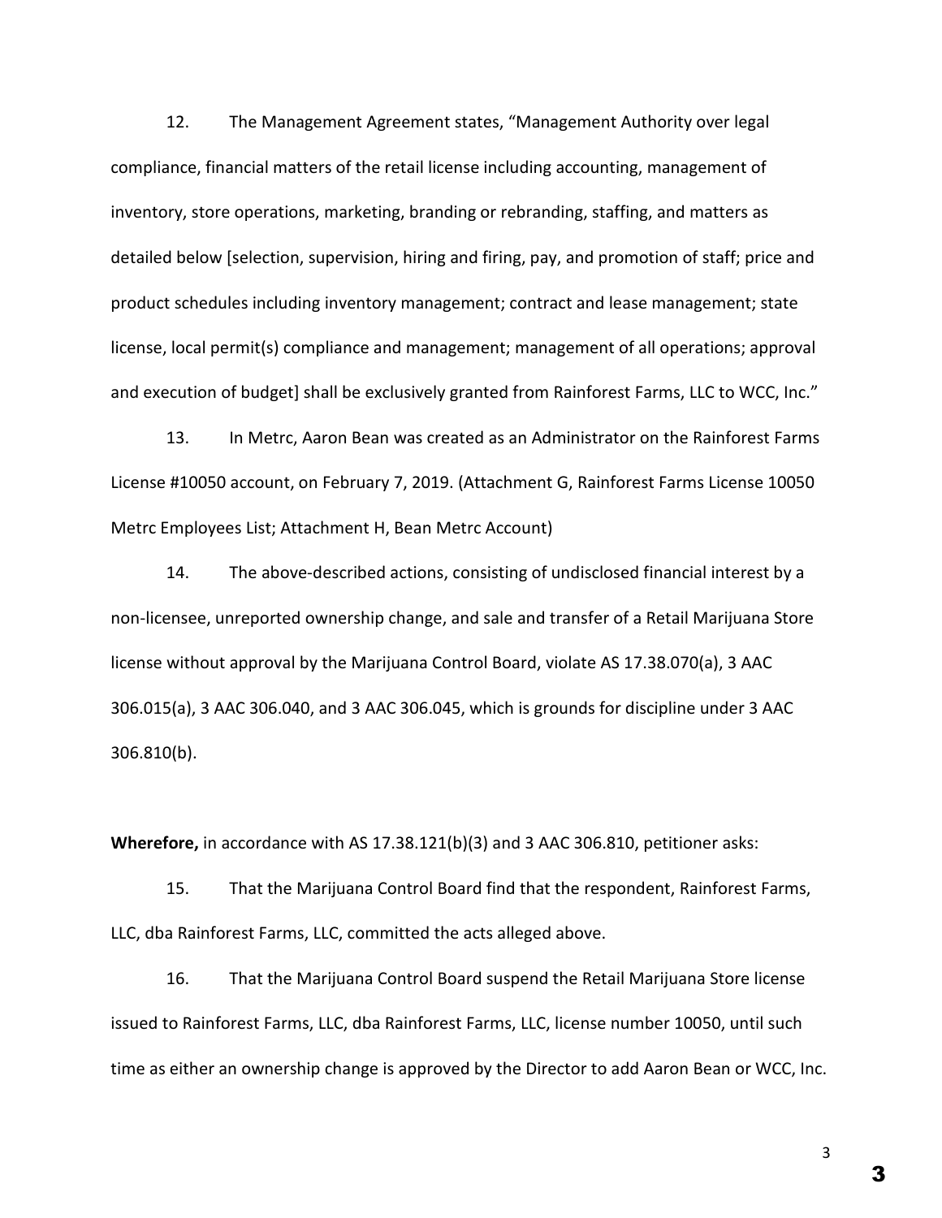12. The Management Agreement states, "Management Authority over legal compliance, financial matters of the retail license including accounting, management of inventory, store operations, marketing, branding or rebranding, staffing, and matters as detailed below [selection, supervision, hiring and firing, pay, and promotion of staff; price and product schedules including inventory management; contract and lease management; state license, local permit(s) compliance and management; management of all operations; approval and execution of budget] shall be exclusively granted from Rainforest Farms, LLC to WCC, Inc."

13. In Metrc, Aaron Bean was created as an Administrator on the Rainforest Farms License #10050 account, on February 7, 2019. (Attachment G, Rainforest Farms License 10050 Metrc Employees List; Attachment H, Bean Metrc Account)

14. The above-described actions, consisting of undisclosed financial interest by a non-licensee, unreported ownership change, and sale and transfer of a Retail Marijuana Store license without approval by the Marijuana Control Board, violate AS 17.38.070(a), 3 AAC 306.015(a), 3 AAC 306.040, and 3 AAC 306.045, which is grounds for discipline under 3 AAC 306.810(b).

**Wherefore,** in accordance with AS 17.38.121(b)(3) and 3 AAC 306.810, petitioner asks:

15. That the Marijuana Control Board find that the respondent, Rainforest Farms, LLC, dba Rainforest Farms, LLC, committed the acts alleged above.

16. That the Marijuana Control Board suspend the Retail Marijuana Store license issued to Rainforest Farms, LLC, dba Rainforest Farms, LLC, license number 10050, until such time as either an ownership change is approved by the Director to add Aaron Bean or WCC, Inc.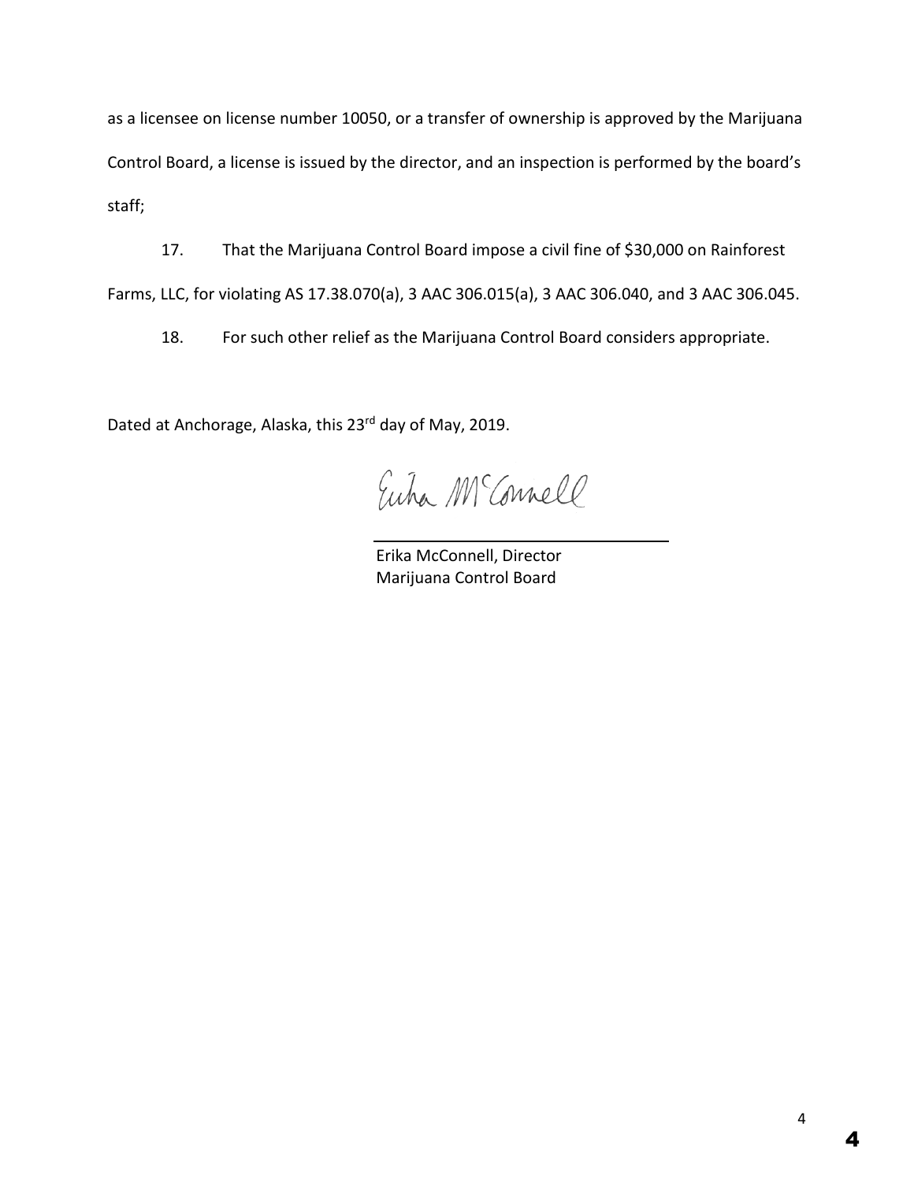as a licensee on license number 10050, or a transfer of ownership is approved by the Marijuana Control Board, a license is issued by the director, and an inspection is performed by the board's staff;

17. That the Marijuana Control Board impose a civil fine of $30,000 on Rainforest Farms, LLC, for violating AS 17.38.070(a), 3 AAC 306.015(a), 3 AAC 306.040, and 3 AAC 306.045.

18. For such other relief as the Marijuana Control Board considers appropriate.

Dated at Anchorage, Alaska, this 23rd day of May, 2019.

Erika McConnell

Erika McConnell, Director
Marijuana Control Board